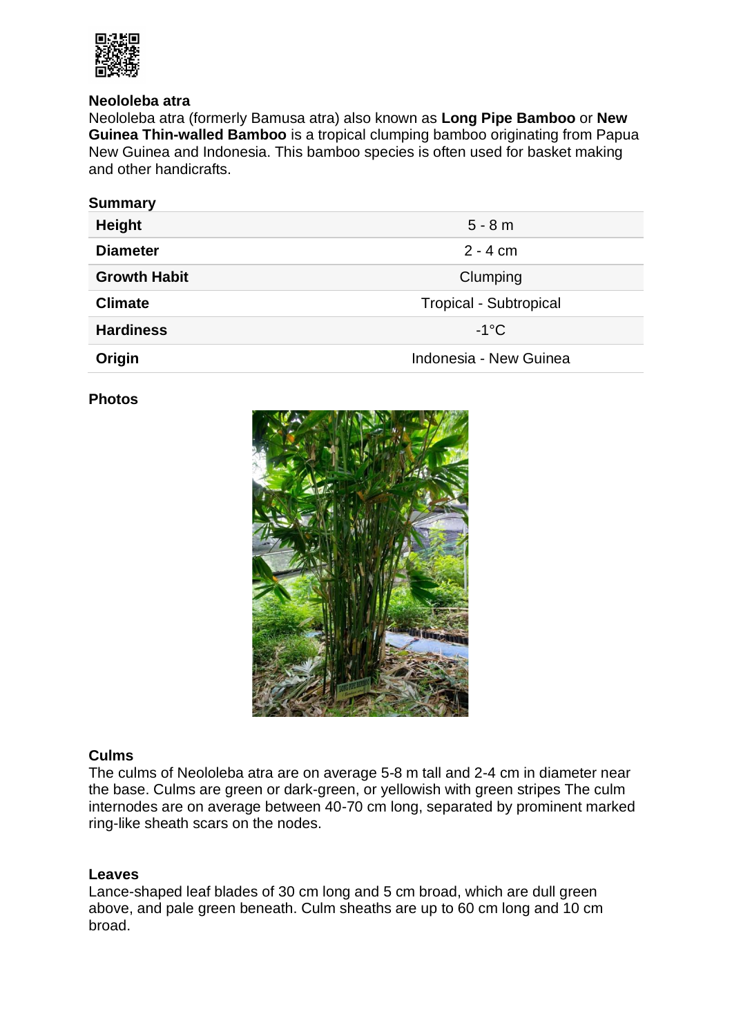## Neololeba atra

Neololeba atra (formerly Bamusa atra) also known as **Long Pipe Bamboo** or **New Guinea Thin-walled Bamboo** is a tropical clumping bamboo originating from Papua New Guinea and Indonesia. This bamboo species is often used for basket making and other handicrafts.

### Summary

| | |
|---|---|
| **Height** | 5 - 8 m |
| **Diameter** | 2 - 4 cm |
| **Growth Habit** | Clumping |
| **Climate** | Tropical - Subtropical |
| **Hardiness** | -1°C |
| **Origin** | Indonesia - New Guinea |

### Photos

### Culms

The culms of Neololeba atra are on average 5-8 m tall and 2-4 cm in diameter near the base. Culms are green or dark-green, or yellowish with green stripes The culm internodes are on average between 40-70 cm long, separated by prominent marked ring-like sheath scars on the nodes.

### Leaves

Lance-shaped leaf blades of 30 cm long and 5 cm broad, which are dull green above, and pale green beneath. Culm sheaths are up to 60 cm long and 10 cm broad.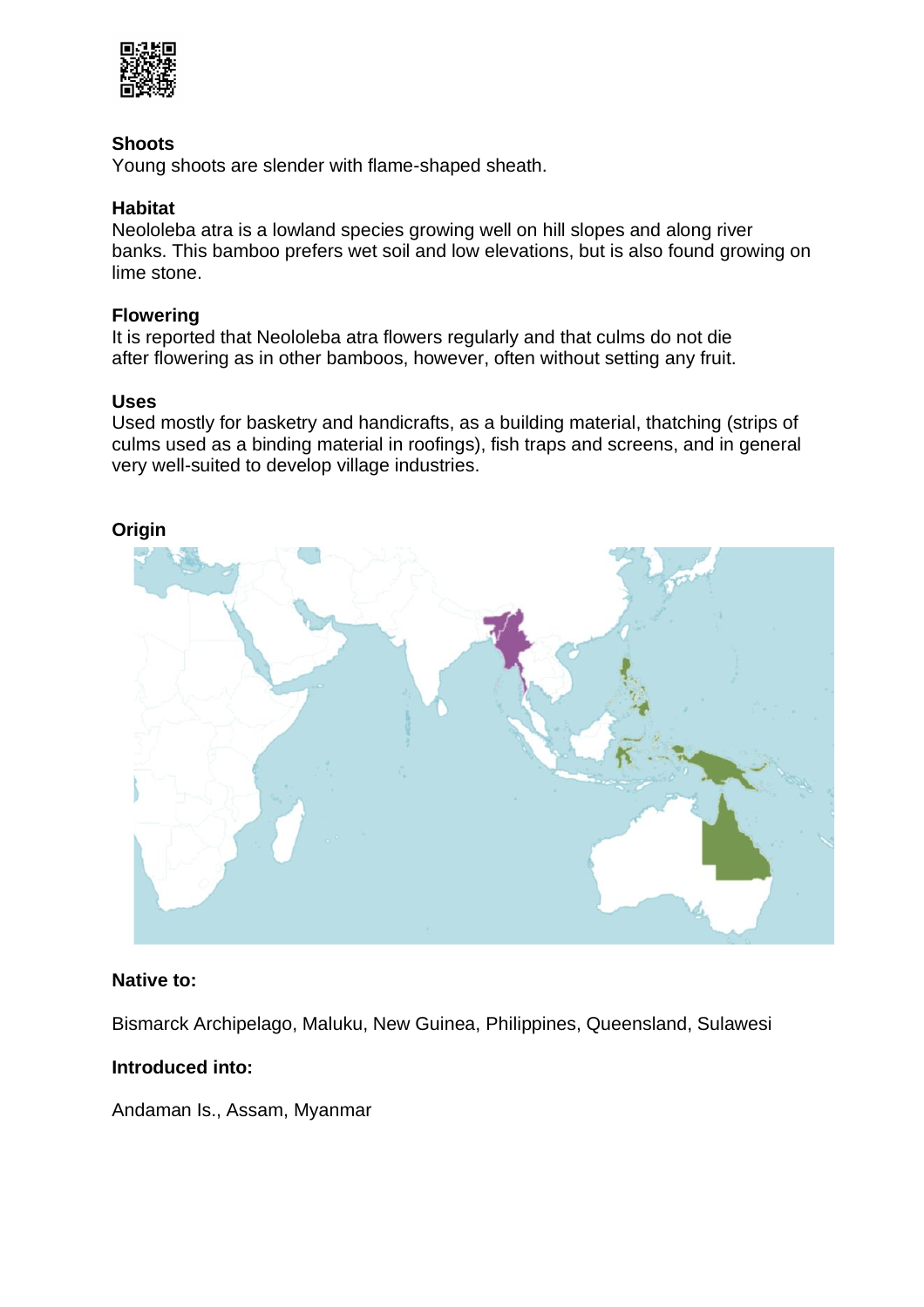**Shoots**

Young shoots are slender with flame-shaped sheath.

**Habitat**

Neololeba atra is a lowland species growing well on hill slopes and along river banks. This bamboo prefers wet soil and low elevations, but is also found growing on lime stone.

**Flowering**

It is reported that Neololeba atra flowers regularly and that culms do not die after flowering as in other bamboos, however, often without setting any fruit.

**Uses**

Used mostly for basketry and handicrafts, as a building material, thatching (strips of culms used as a binding material in roofings), fish traps and screens, and in general very well-suited to develop village industries.

**Origin**

**Native to:**

Bismarck Archipelago, Maluku, New Guinea, Philippines, Queensland, Sulawesi

**Introduced into:**

Andaman Is., Assam, Myanmar